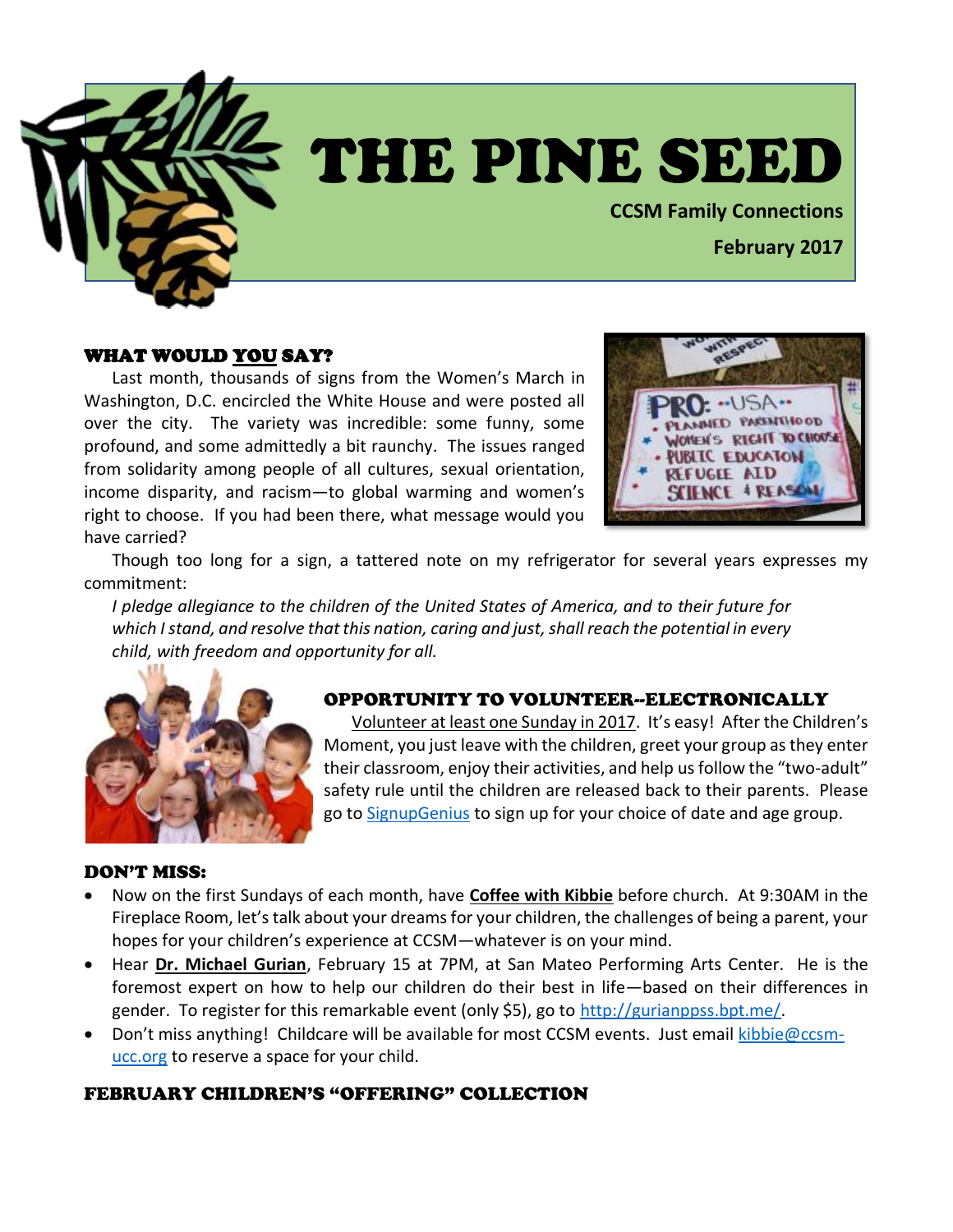# THE PINE SEED

**CCSM Family Connections**

**February 2017**

## WHAT WOULD YOU SAY?

Last month, thousands of signs from the Women's March in Washington, D.C. encircled the White House and were posted all over the city. The variety was incredible: some funny, some profound, and some admittedly a bit raunchy. The issues ranged from solidarity among people of all cultures, sexual orientation, income disparity, and racism—to global warming and women's right to choose. If you had been there, what message would you have carried?

Though too long for a sign, a tattered note on my refrigerator for several years expresses my commitment:

*I pledge allegiance to the children of the United States of America, and to their future for which I stand, and resolve that this nation, caring and just, shall reach the potential in every child, with freedom and opportunity for all.*

## OPPORTUNITY TO VOLUNTEER--ELECTRONICALLY

Volunteer at least one Sunday in 2017. It's easy! After the Children's Moment, you just leave with the children, greet your group as they enter their classroom, enjoy their activities, and help us follow the "two-adult" safety rule until the children are released back to their parents. Please go to SignupGenius to sign up for your choice of date and age group.

## DON'T MISS:

- Now on the first Sundays of each month, have **Coffee with Kibbie** before church. At 9:30AM in the Fireplace Room, let's talk about your dreams for your children, the challenges of being a parent, your hopes for your children's experience at CCSM—whatever is on your mind.
- Hear **Dr. Michael Gurian**, February 15 at 7PM, at San Mateo Performing Arts Center. He is the foremost expert on how to help our children do their best in life—based on their differences in gender. To register for this remarkable event (only $5), go to http://gurianppss.bpt.me/.
- Don't miss anything! Childcare will be available for most CCSM events. Just email kibbie@ccsm-ucc.org to reserve a space for your child.

## FEBRUARY CHILDREN'S "OFFERING" COLLECTION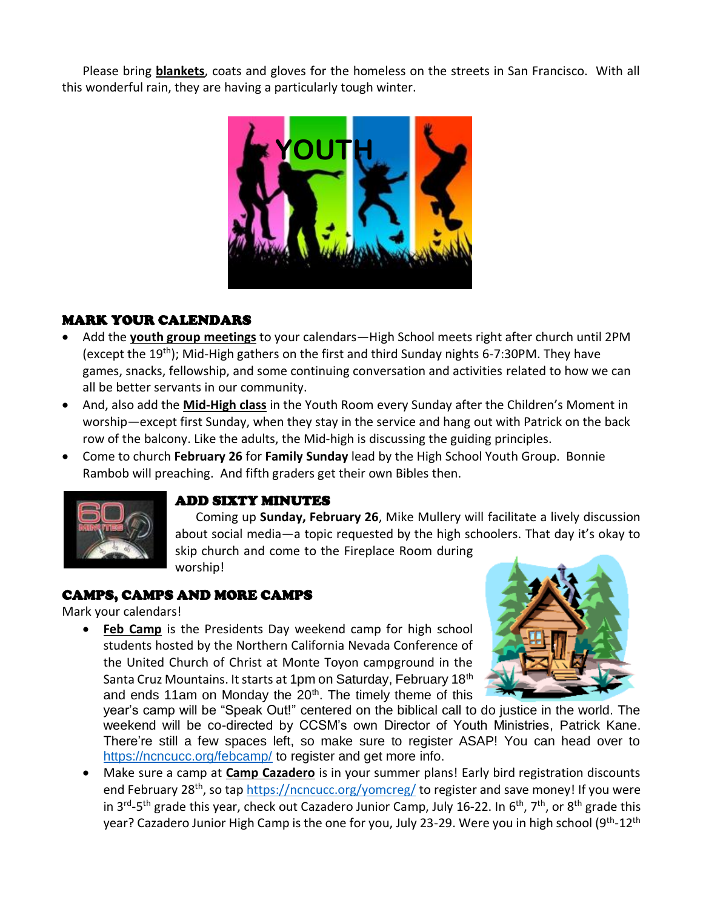Please bring **blankets**, coats and gloves for the homeless on the streets in San Francisco. With all this wonderful rain, they are having a particularly tough winter.

## MARK YOUR CALENDARS

- Add the **youth group meetings** to your calendars—High School meets right after church until 2PM (except the 19th); Mid-High gathers on the first and third Sunday nights 6-7:30PM. They have games, snacks, fellowship, and some continuing conversation and activities related to how we can all be better servants in our community.
- And, also add the **Mid-High class** in the Youth Room every Sunday after the Children's Moment in worship—except first Sunday, when they stay in the service and hang out with Patrick on the back row of the balcony. Like the adults, the Mid-high is discussing the guiding principles.
- Come to church **February 26** for **Family Sunday** lead by the High School Youth Group. Bonnie Rambob will preaching. And fifth graders get their own Bibles then.

## ADD SIXTY MINUTES

Coming up **Sunday, February 26**, Mike Mullery will facilitate a lively discussion about social media—a topic requested by the high schoolers. That day it's okay to skip church and come to the Fireplace Room during worship!

## CAMPS, CAMPS AND MORE CAMPS

Mark your calendars!

- **Feb Camp** is the Presidents Day weekend camp for high school students hosted by the Northern California Nevada Conference of the United Church of Christ at Monte Toyon campground in the Santa Cruz Mountains. It starts at 1pm on Saturday, February 18th and ends 11am on Monday the 20th. The timely theme of this year's camp will be "Speak Out!" centered on the biblical call to do justice in the world. The weekend will be co-directed by CCSM's own Director of Youth Ministries, Patrick Kane. There're still a few spaces left, so make sure to register ASAP! You can head over to https://ncncucc.org/febcamp/ to register and get more info.
- Make sure a camp at **Camp Cazadero** is in your summer plans! Early bird registration discounts end February 28th, so tap https://ncncucc.org/yomcreg/ to register and save money! If you were in 3rd-5th grade this year, check out Cazadero Junior Camp, July 16-22. In 6th, 7th, or 8th grade this year? Cazadero Junior High Camp is the one for you, July 23-29. Were you in high school (9th-12th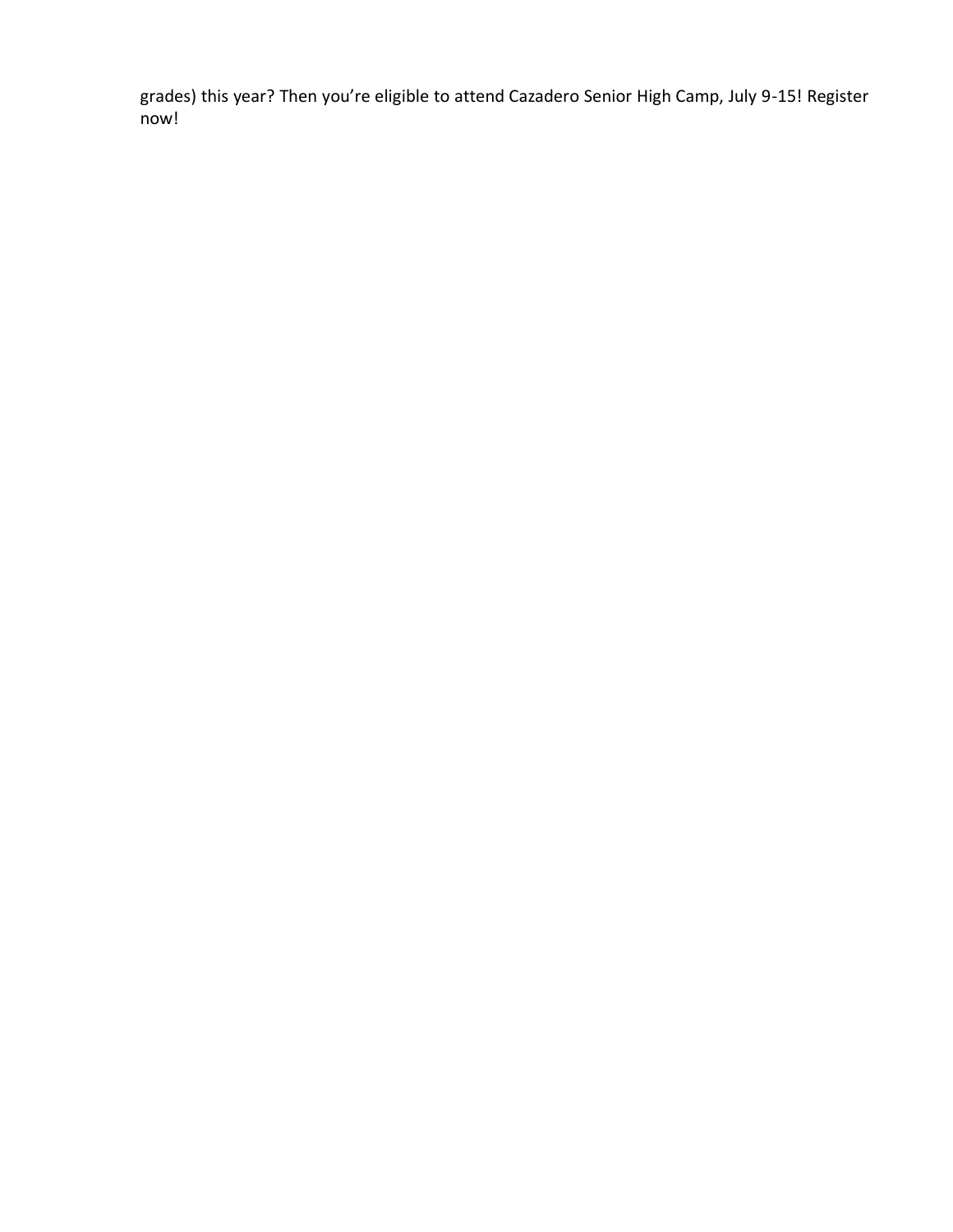grades) this year? Then you're eligible to attend Cazadero Senior High Camp, July 9-15! Register now!